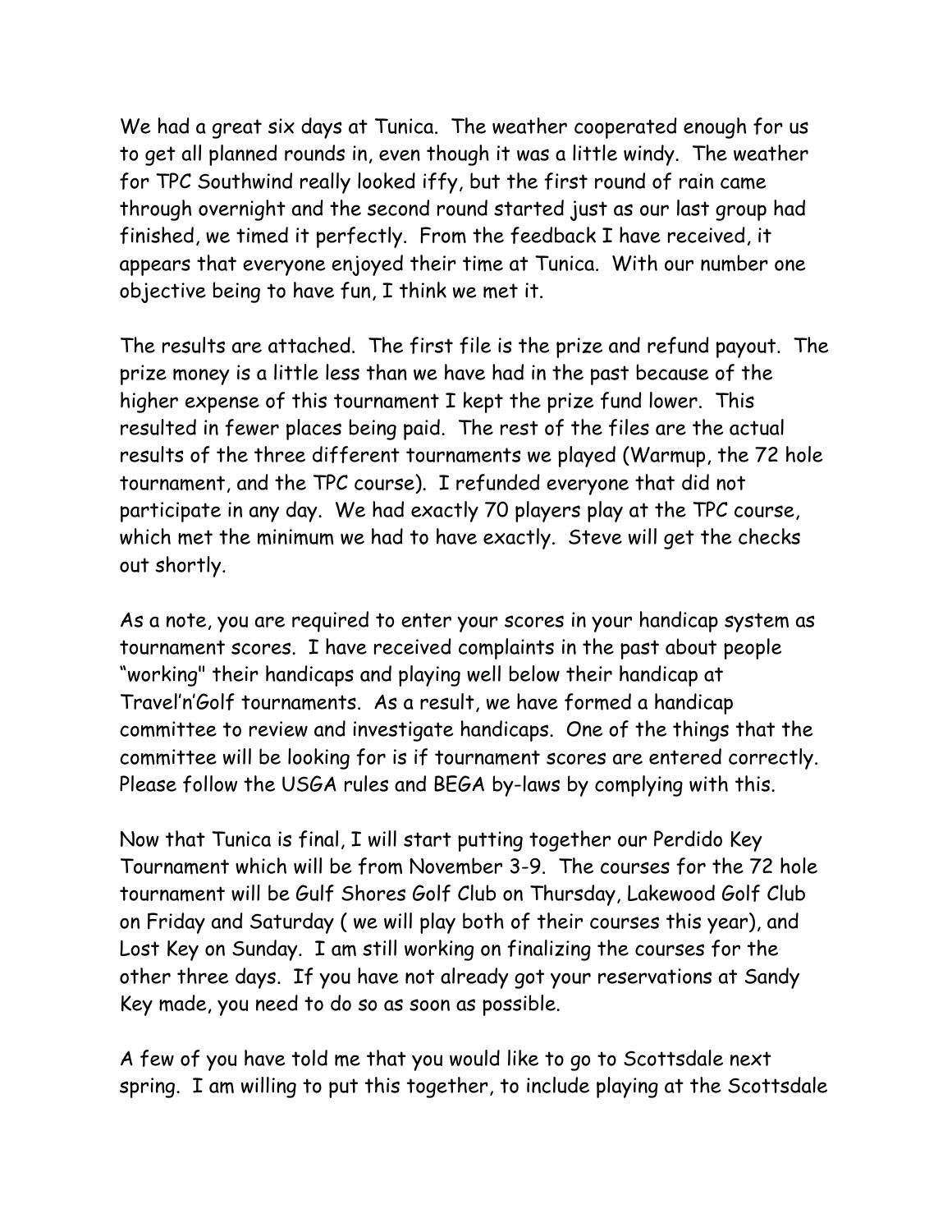We had a great six days at Tunica. The weather cooperated enough for us to get all planned rounds in, even though it was a little windy. The weather for TPC Southwind really looked iffy, but the first round of rain came through overnight and the second round started just as our last group had finished, we timed it perfectly. From the feedback I have received, it appears that everyone enjoyed their time at Tunica. With our number one objective being to have fun, I think we met it.

The results are attached. The first file is the prize and refund payout. The prize money is a little less than we have had in the past because of the higher expense of this tournament I kept the prize fund lower. This resulted in fewer places being paid. The rest of the files are the actual results of the three different tournaments we played (Warmup, the 72 hole tournament, and the TPC course). I refunded everyone that did not participate in any day. We had exactly 70 players play at the TPC course, which met the minimum we had to have exactly. Steve will get the checks out shortly.

As a note, you are required to enter your scores in your handicap system as tournament scores. I have received complaints in the past about people "working" their handicaps and playing well below their handicap at Travel'n'Golf tournaments. As a result, we have formed a handicap committee to review and investigate handicaps. One of the things that the committee will be looking for is if tournament scores are entered correctly. Please follow the USGA rules and BEGA by-laws by complying with this.

Now that Tunica is final, I will start putting together our Perdido Key Tournament which will be from November 3-9. The courses for the 72 hole tournament will be Gulf Shores Golf Club on Thursday, Lakewood Golf Club on Friday and Saturday ( we will play both of their courses this year), and Lost Key on Sunday. I am still working on finalizing the courses for the other three days. If you have not already got your reservations at Sandy Key made, you need to do so as soon as possible.

A few of you have told me that you would like to go to Scottsdale next spring. I am willing to put this together, to include playing at the Scottsdale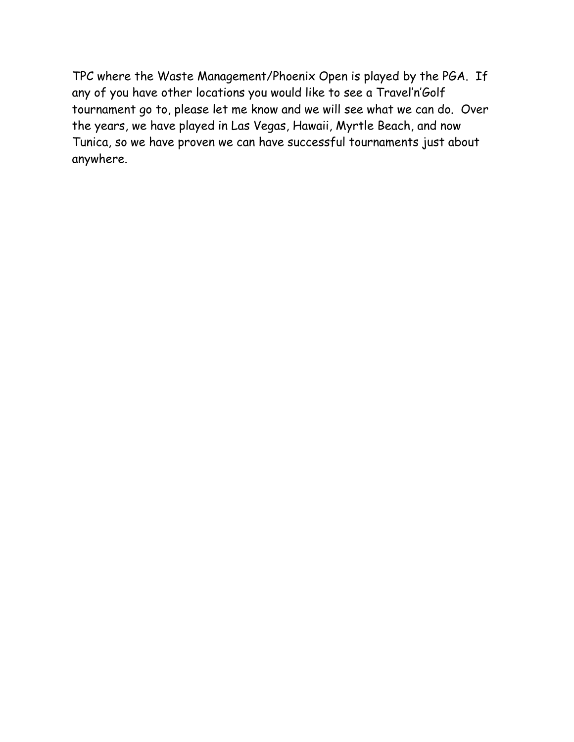TPC where the Waste Management/Phoenix Open is played by the PGA. If any of you have other locations you would like to see a Travel'n'Golf tournament go to, please let me know and we will see what we can do. Over the years, we have played in Las Vegas, Hawaii, Myrtle Beach, and now Tunica, so we have proven we can have successful tournaments just about anywhere.